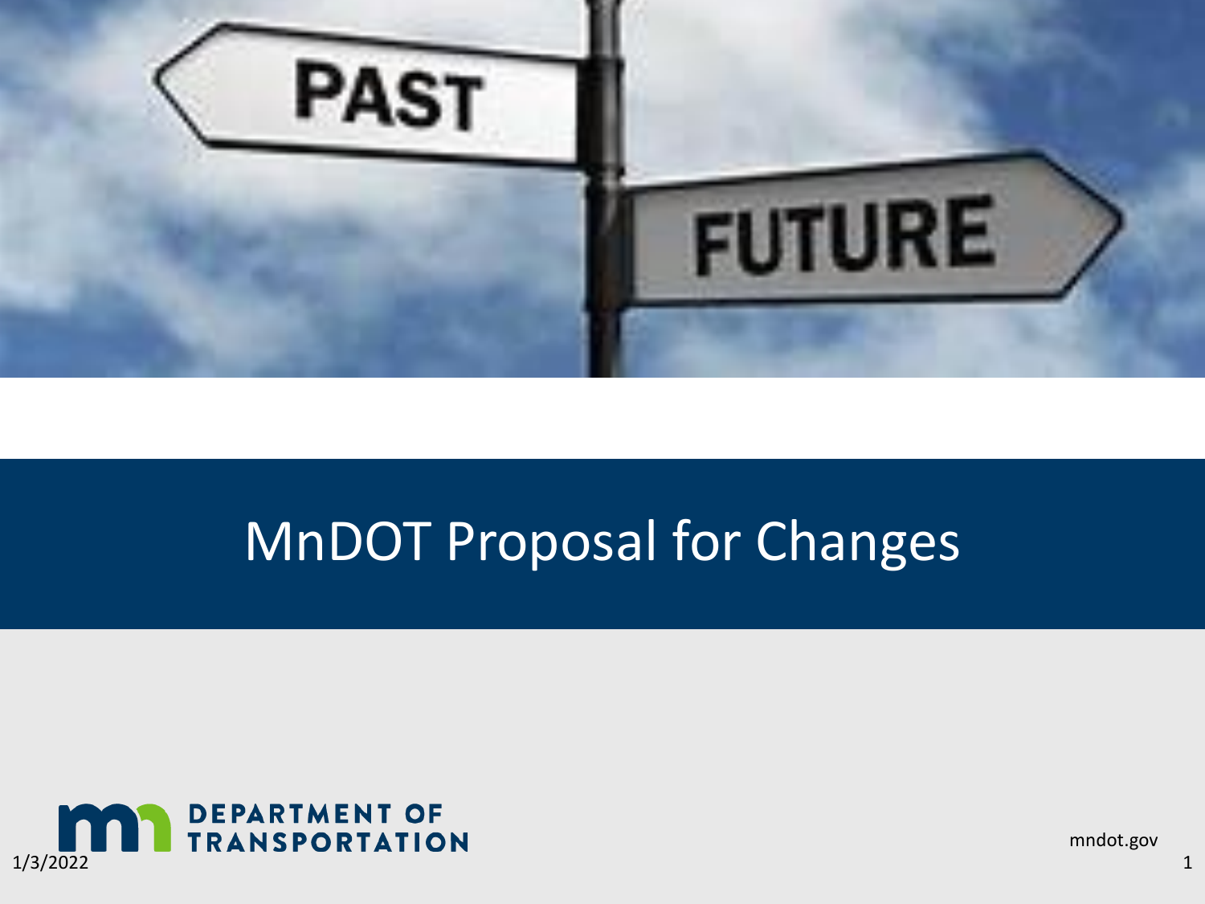# MnDOT Proposal for Changes

DEPARTMENT OF TRANSPORTATION

1/3/2022

mndot.gov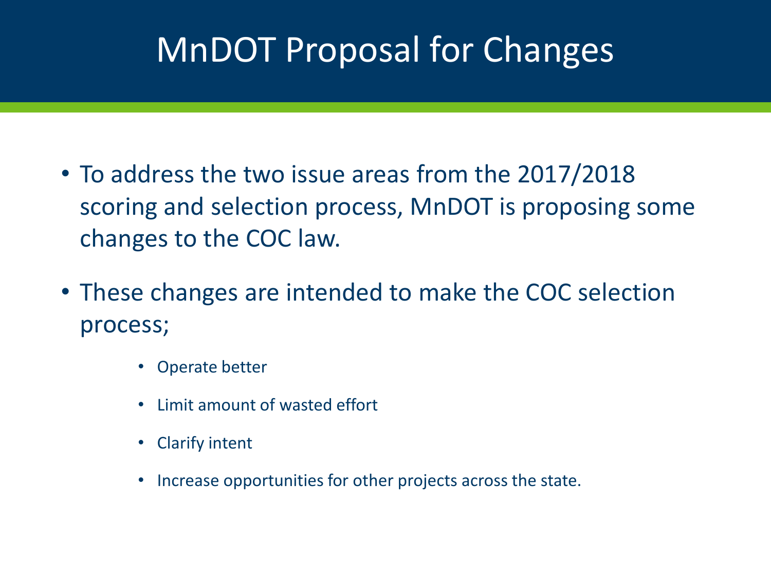# MnDOT Proposal for Changes

- To address the two issue areas from the 2017/2018 scoring and selection process, MnDOT is proposing some changes to the COC law.
- These changes are intended to make the COC selection process;
  - Operate better
  - Limit amount of wasted effort
  - Clarify intent
  - Increase opportunities for other projects across the state.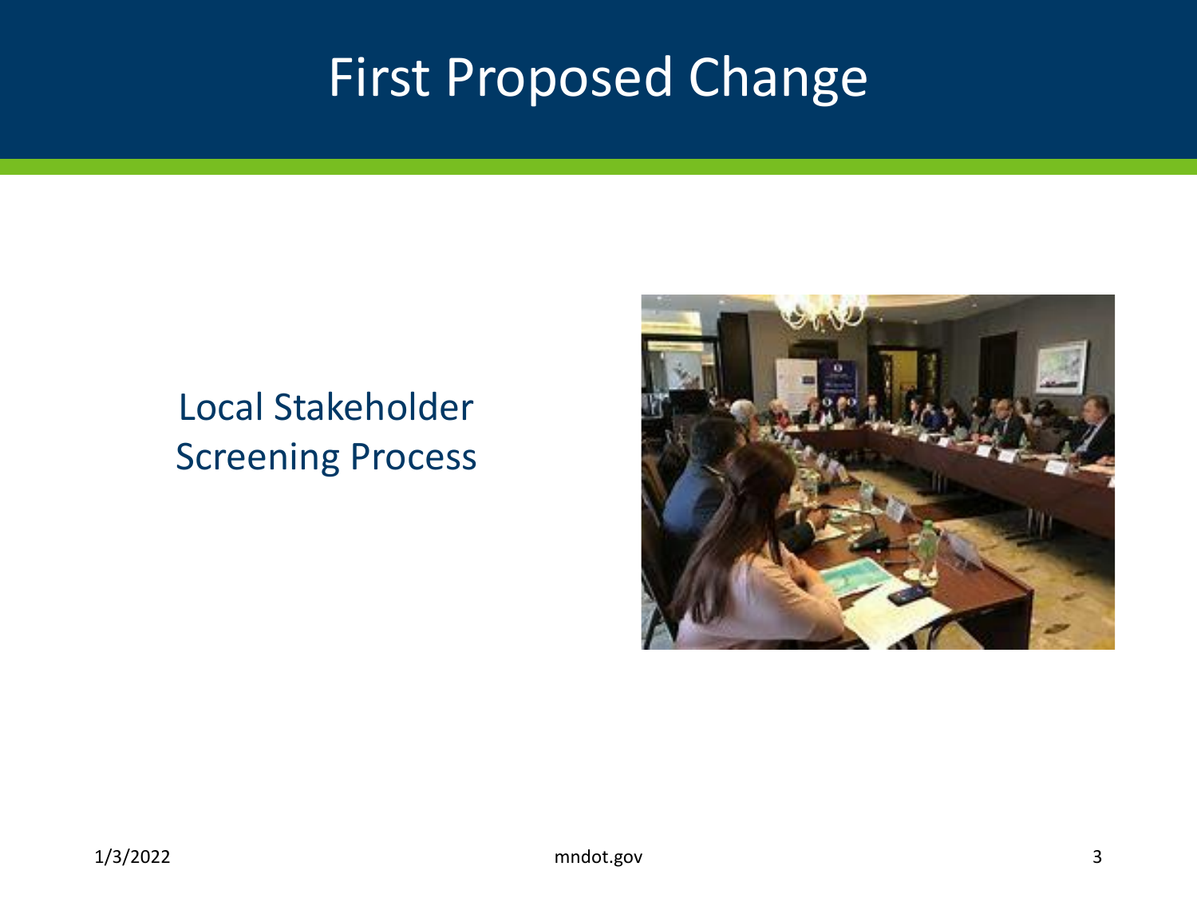# First Proposed Change

Local Stakeholder Screening Process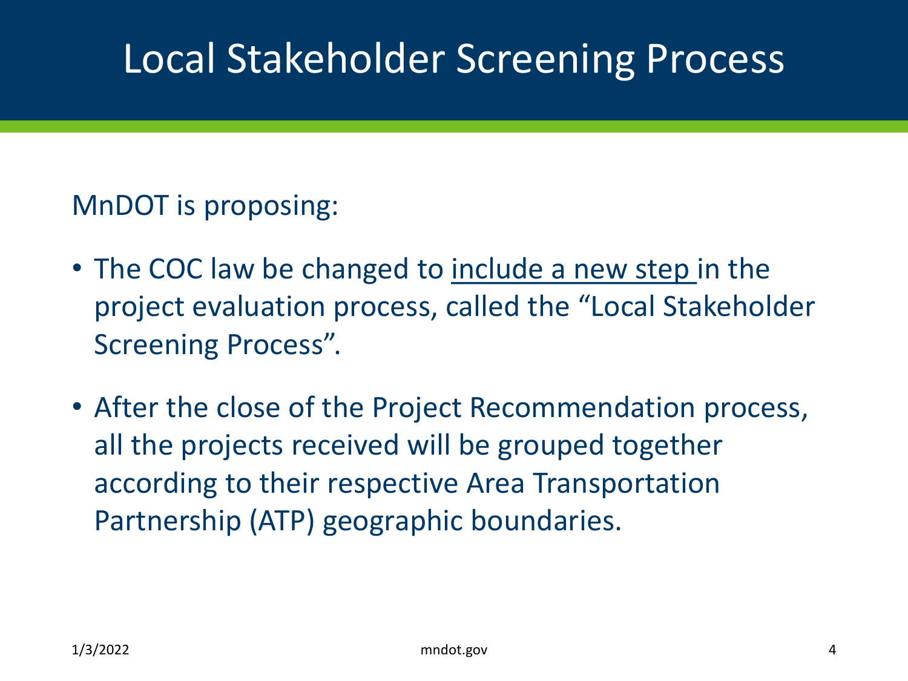# Local Stakeholder Screening Process

MnDOT is proposing:

- The COC law be changed to <u>include a new step</u> in the project evaluation process, called the “Local Stakeholder Screening Process”.
- After the close of the Project Recommendation process, all the projects received will be grouped together according to their respective Area Transportation Partnership (ATP) geographic boundaries.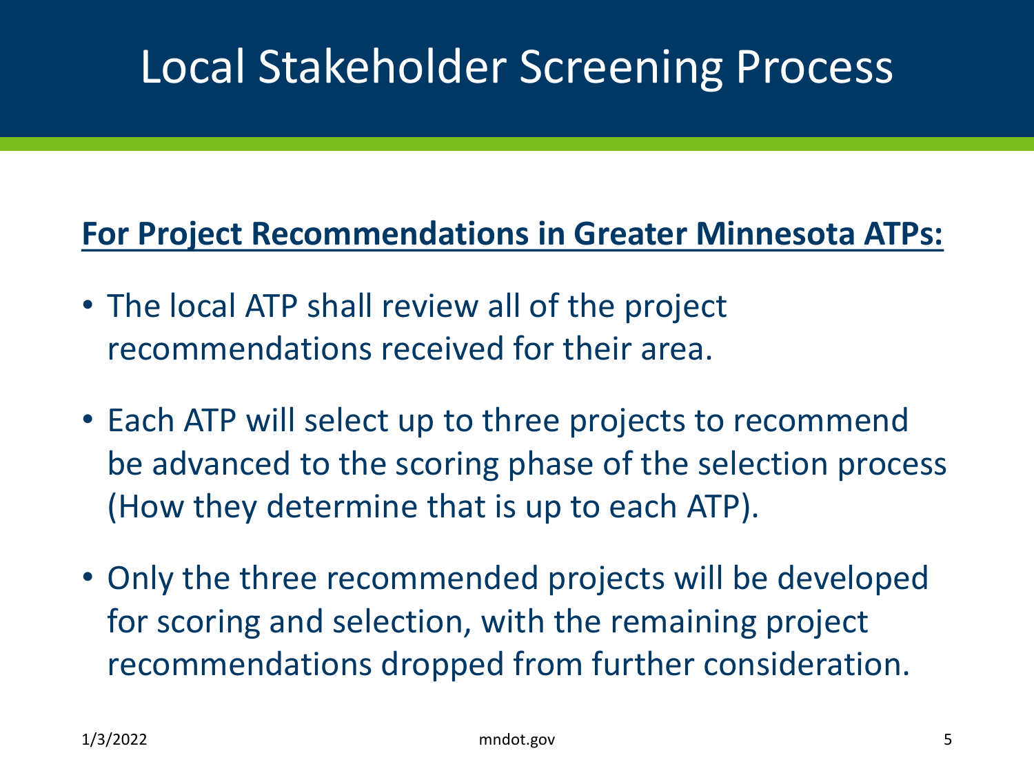# Local Stakeholder Screening Process

**For Project Recommendations in Greater Minnesota ATPs:**

- The local ATP shall review all of the project recommendations received for their area.
- Each ATP will select up to three projects to recommend be advanced to the scoring phase of the selection process (How they determine that is up to each ATP).
- Only the three recommended projects will be developed for scoring and selection, with the remaining project recommendations dropped from further consideration.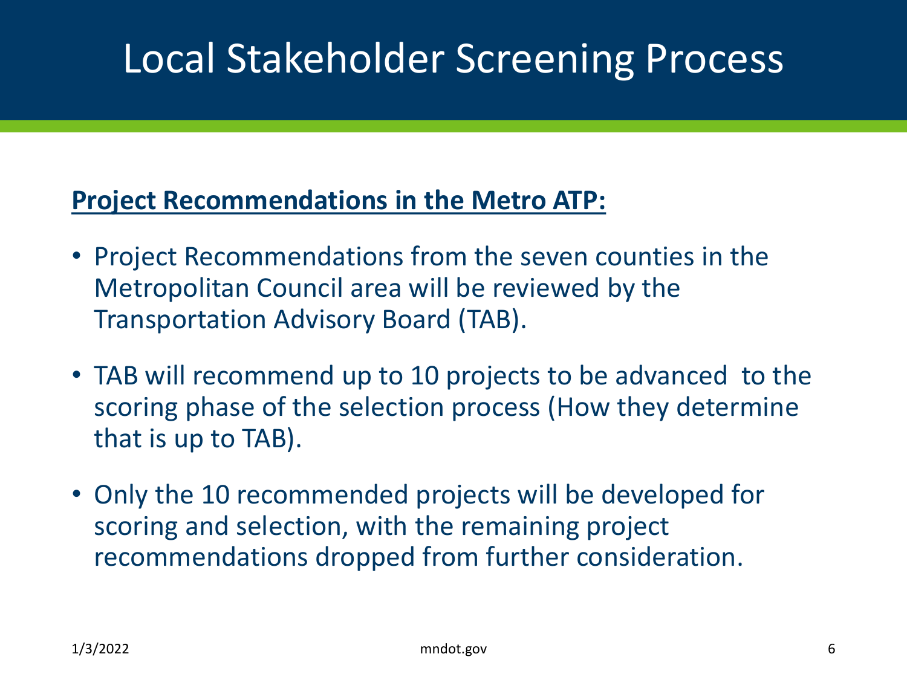# Local Stakeholder Screening Process

**Project Recommendations in the Metro ATP:**

- Project Recommendations from the seven counties in the Metropolitan Council area will be reviewed by the Transportation Advisory Board (TAB).
- TAB will recommend up to 10 projects to be advanced to the scoring phase of the selection process (How they determine that is up to TAB).
- Only the 10 recommended projects will be developed for scoring and selection, with the remaining project recommendations dropped from further consideration.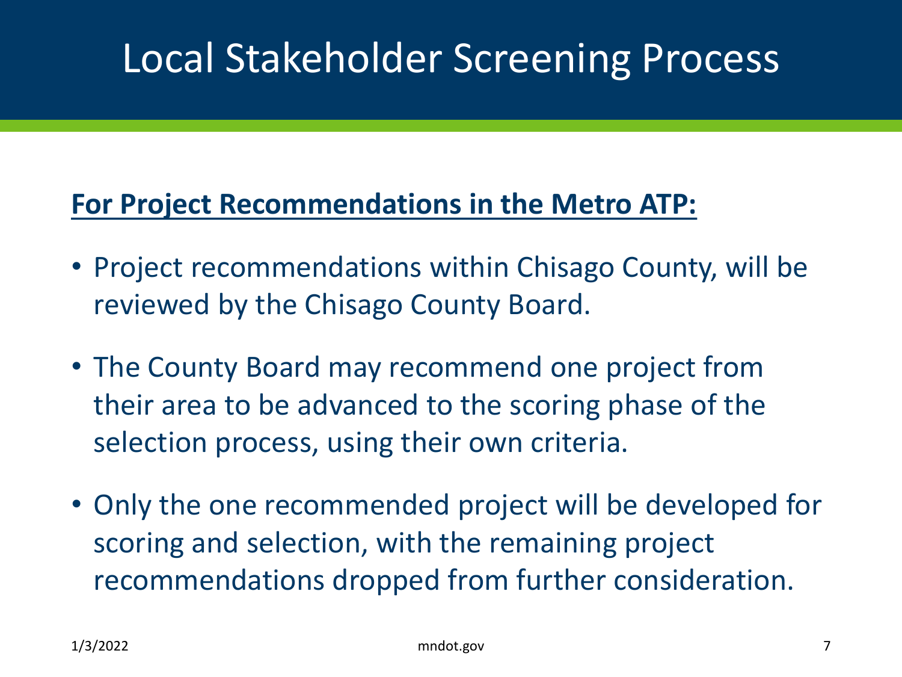# Local Stakeholder Screening Process

**For Project Recommendations in the Metro ATP:**

- Project recommendations within Chisago County, will be reviewed by the Chisago County Board.
- The County Board may recommend one project from their area to be advanced to the scoring phase of the selection process, using their own criteria.
- Only the one recommended project will be developed for scoring and selection, with the remaining project recommendations dropped from further consideration.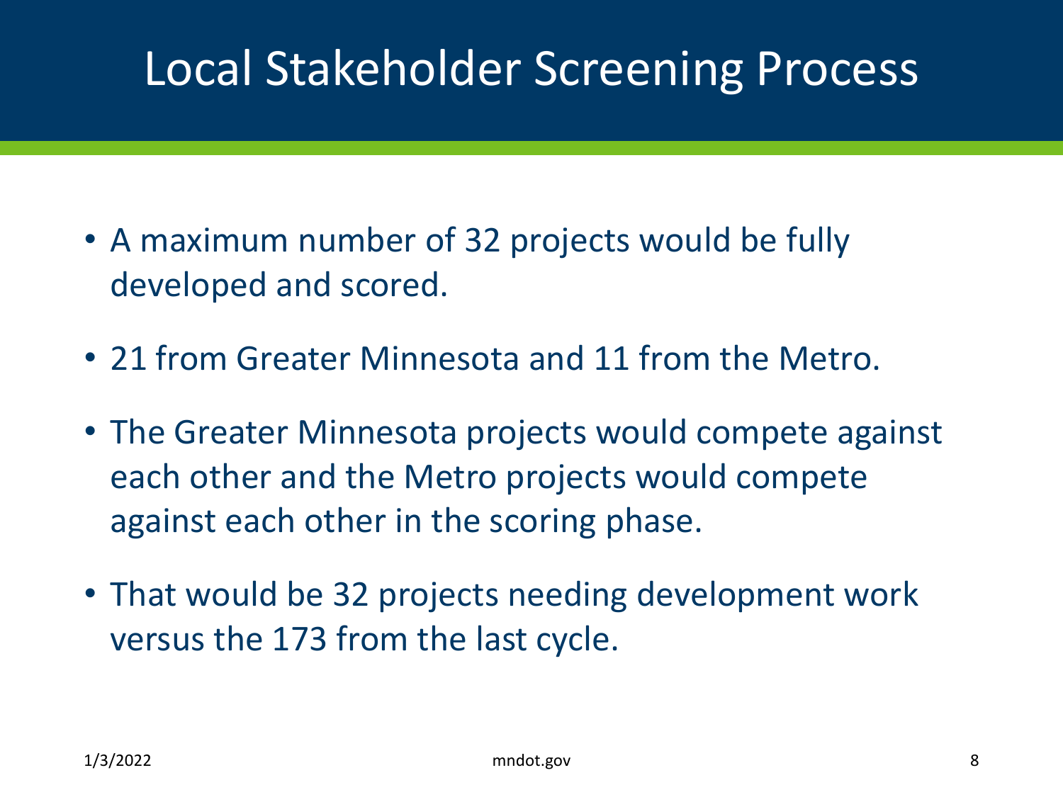# Local Stakeholder Screening Process

- A maximum number of 32 projects would be fully developed and scored.
- 21 from Greater Minnesota and 11 from the Metro.
- The Greater Minnesota projects would compete against each other and the Metro projects would compete against each other in the scoring phase.
- That would be 32 projects needing development work versus the 173 from the last cycle.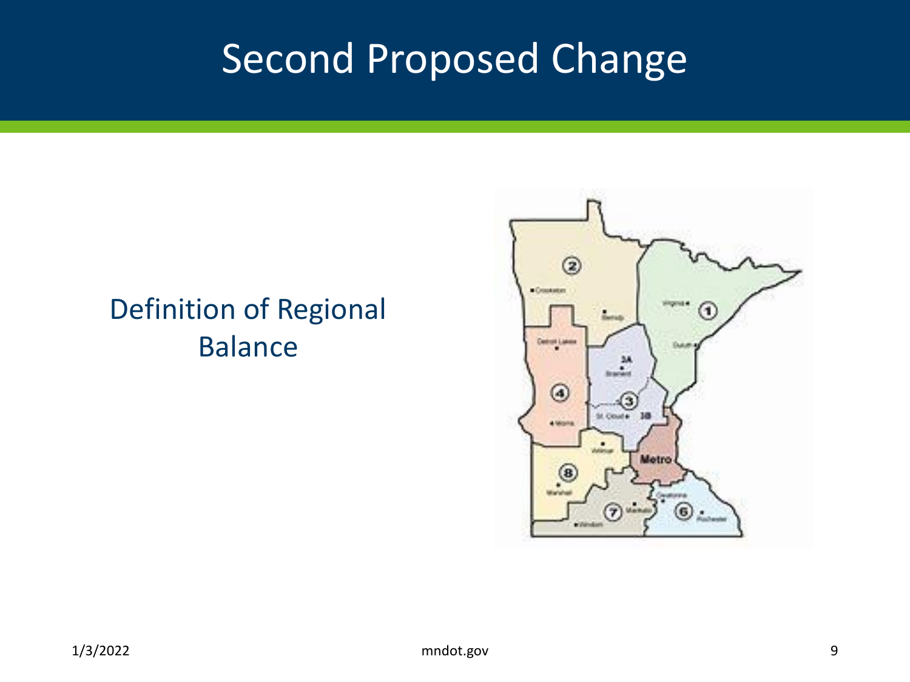# Second Proposed Change

Definition of Regional Balance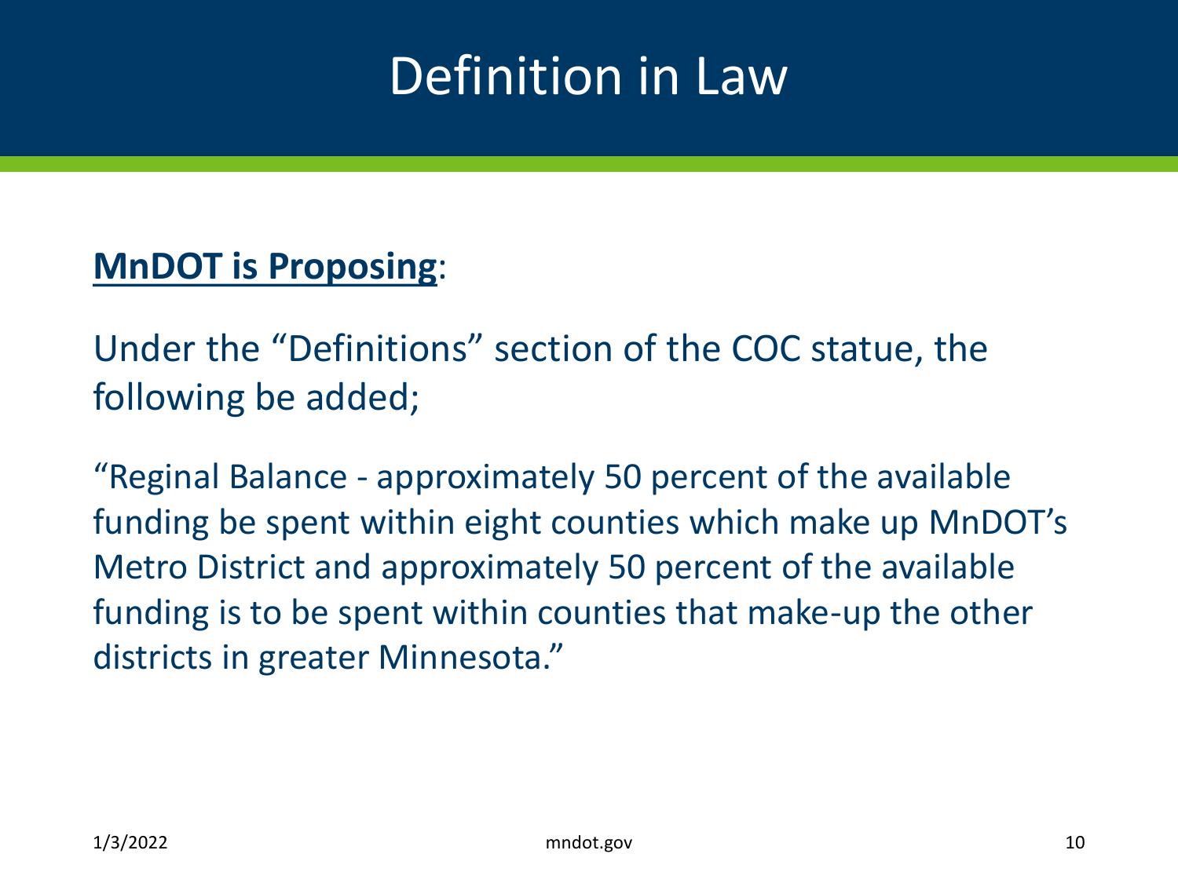# Definition in Law

**<u>MnDOT is Proposing</u>**:

Under the "Definitions" section of the COC statue, the following be added;

"Reginal Balance - approximately 50 percent of the available funding be spent within eight counties which make up MnDOT's Metro District and approximately 50 percent of the available funding is to be spent within counties that make-up the other districts in greater Minnesota."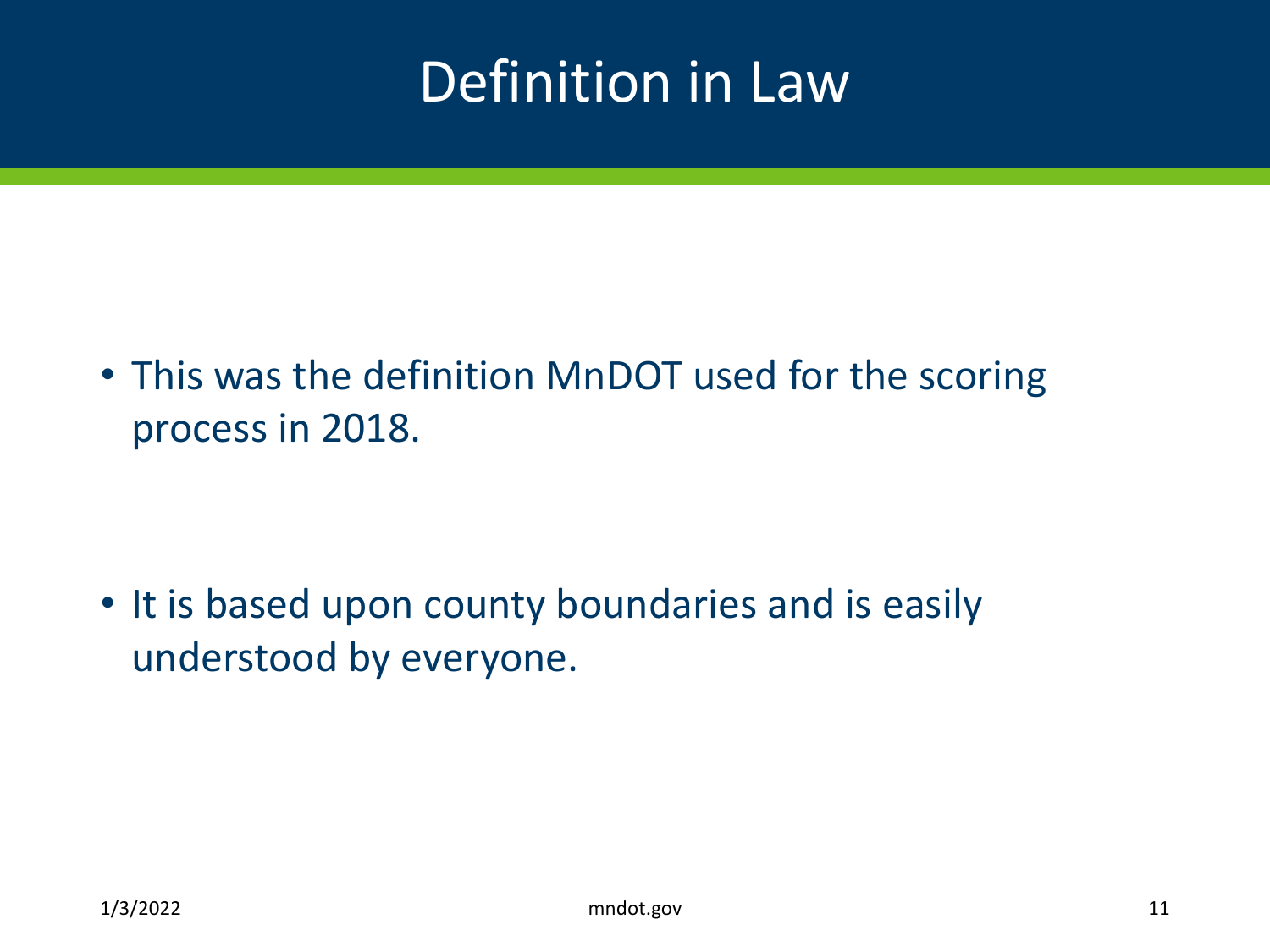# Definition in Law

- This was the definition MnDOT used for the scoring process in 2018.

- It is based upon county boundaries and is easily understood by everyone.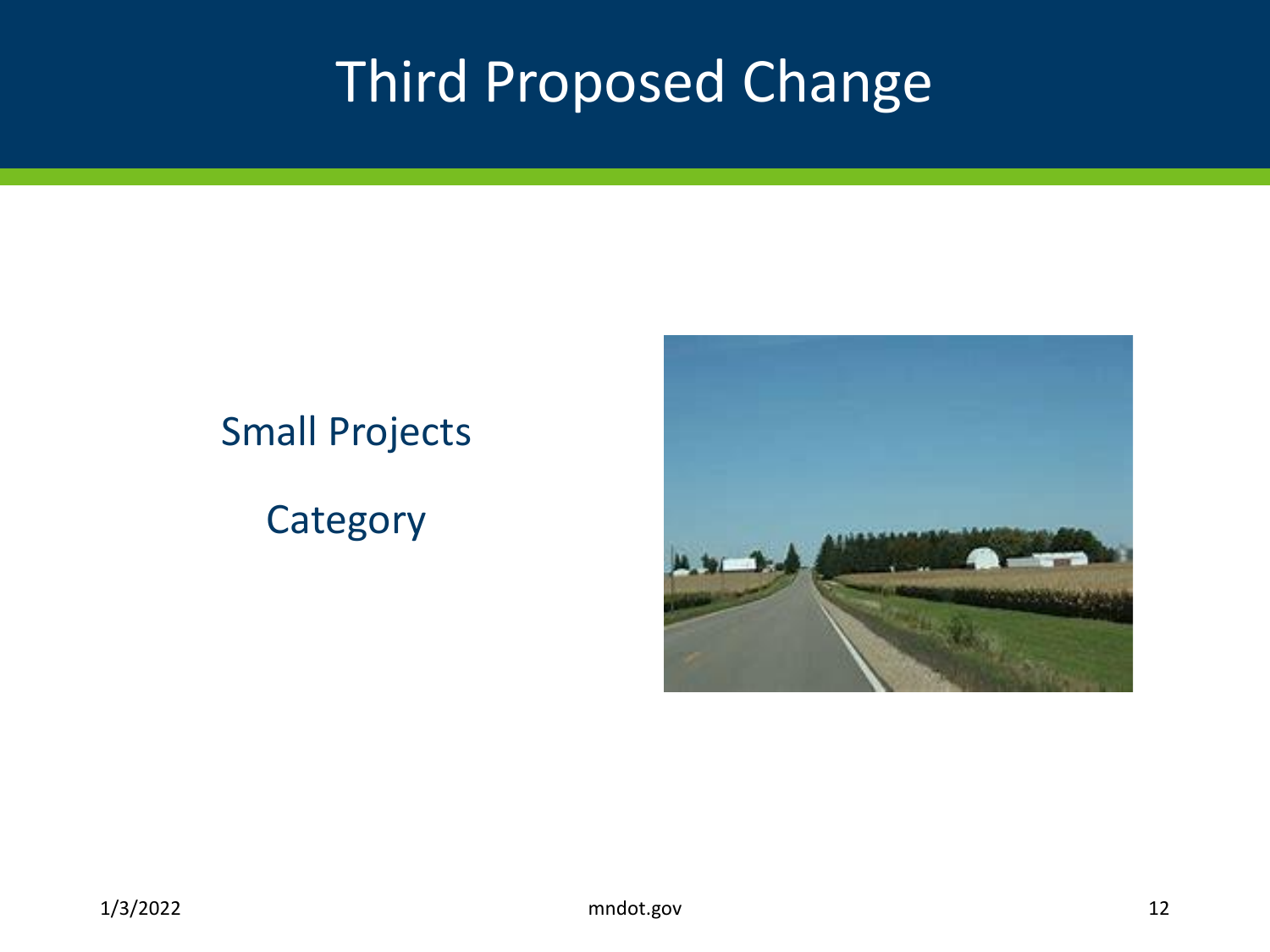# Third Proposed Change

Small Projects

Category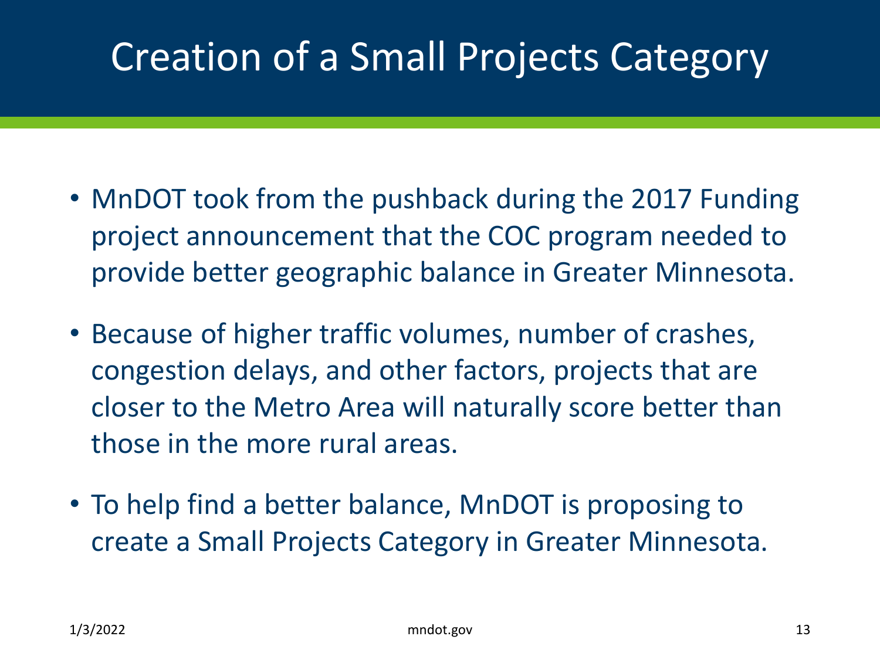# Creation of a Small Projects Category

- MnDOT took from the pushback during the 2017 Funding project announcement that the COC program needed to provide better geographic balance in Greater Minnesota.
- Because of higher traffic volumes, number of crashes, congestion delays, and other factors, projects that are closer to the Metro Area will naturally score better than those in the more rural areas.
- To help find a better balance, MnDOT is proposing to create a Small Projects Category in Greater Minnesota.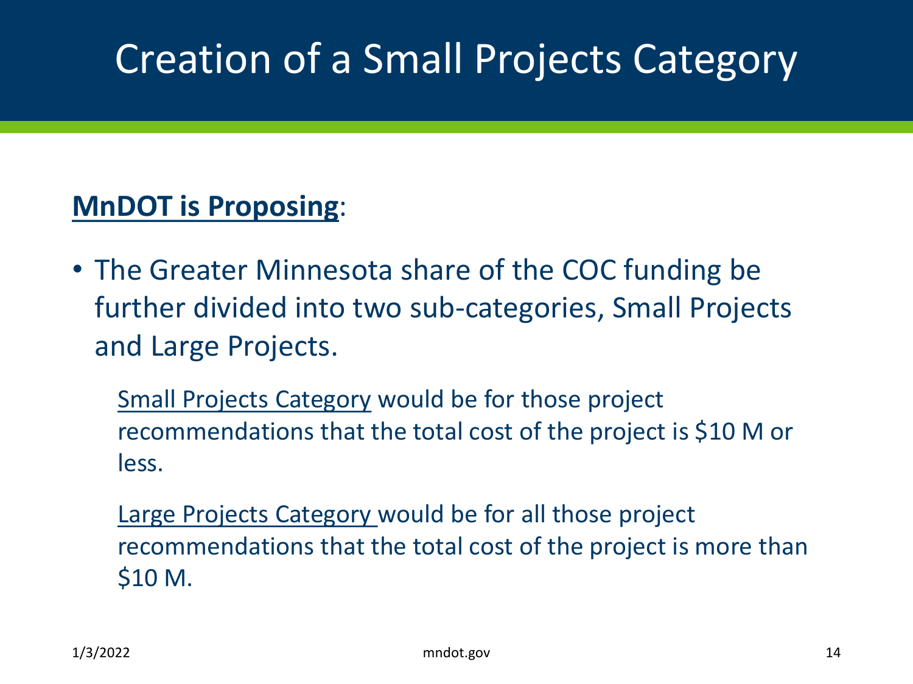# Creation of a Small Projects Category

**MnDOT is Proposing**:

- The Greater Minnesota share of the COC funding be further divided into two sub-categories, Small Projects and Large Projects.

  Small Projects Category would be for those project recommendations that the total cost of the project is $10 M or less.

  Large Projects Category would be for all those project recommendations that the total cost of the project is more than $10 M.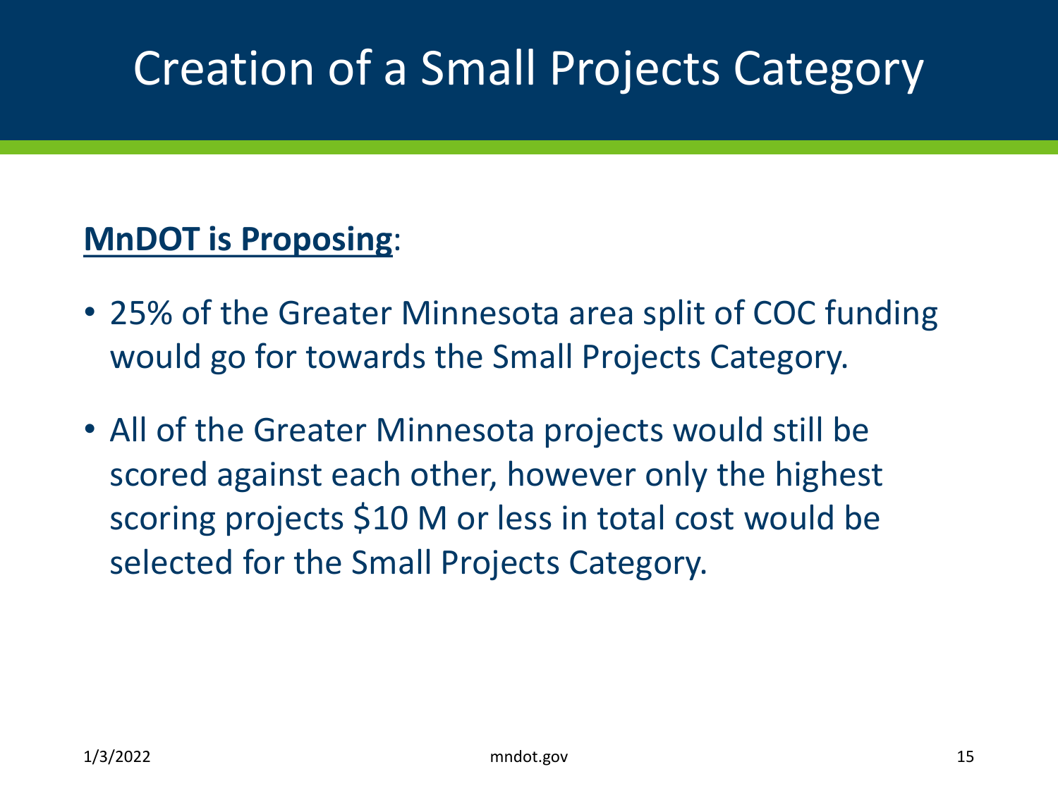# Creation of a Small Projects Category

**MnDOT is Proposing**:

- 25% of the Greater Minnesota area split of COC funding would go for towards the Small Projects Category.
- All of the Greater Minnesota projects would still be scored against each other, however only the highest scoring projects $10 M or less in total cost would be selected for the Small Projects Category.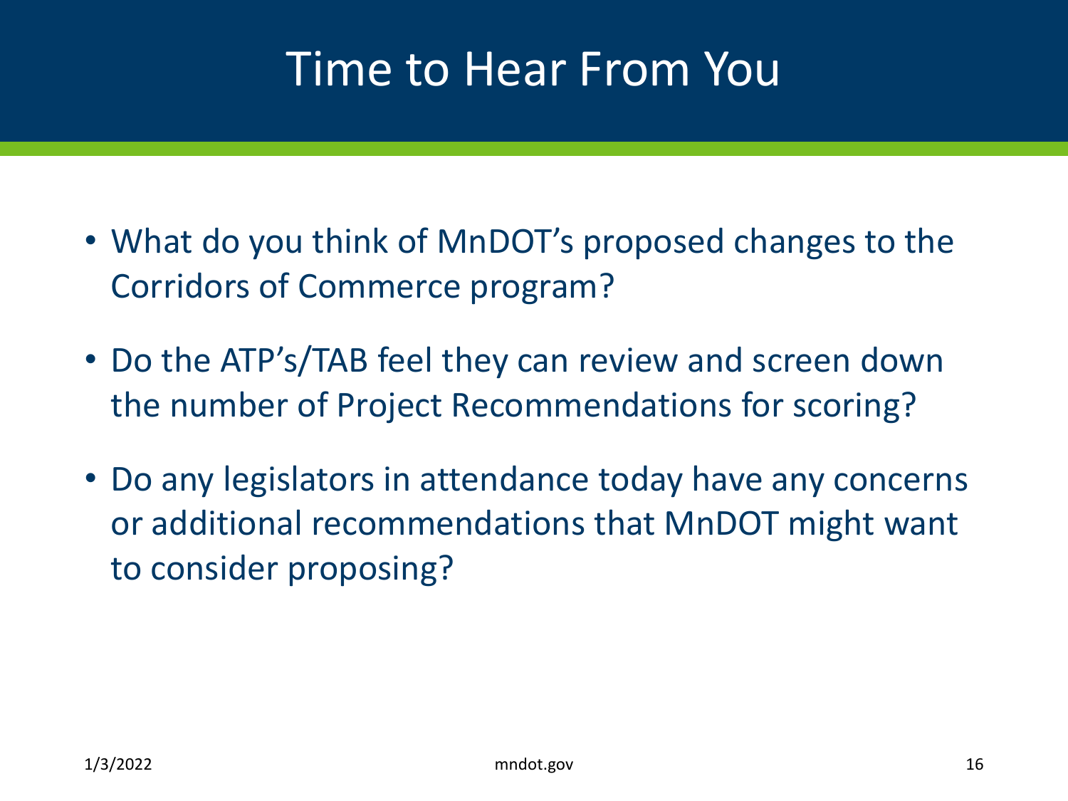# Time to Hear From You

- What do you think of MnDOT's proposed changes to the Corridors of Commerce program?
- Do the ATP's/TAB feel they can review and screen down the number of Project Recommendations for scoring?
- Do any legislators in attendance today have any concerns or additional recommendations that MnDOT might want to consider proposing?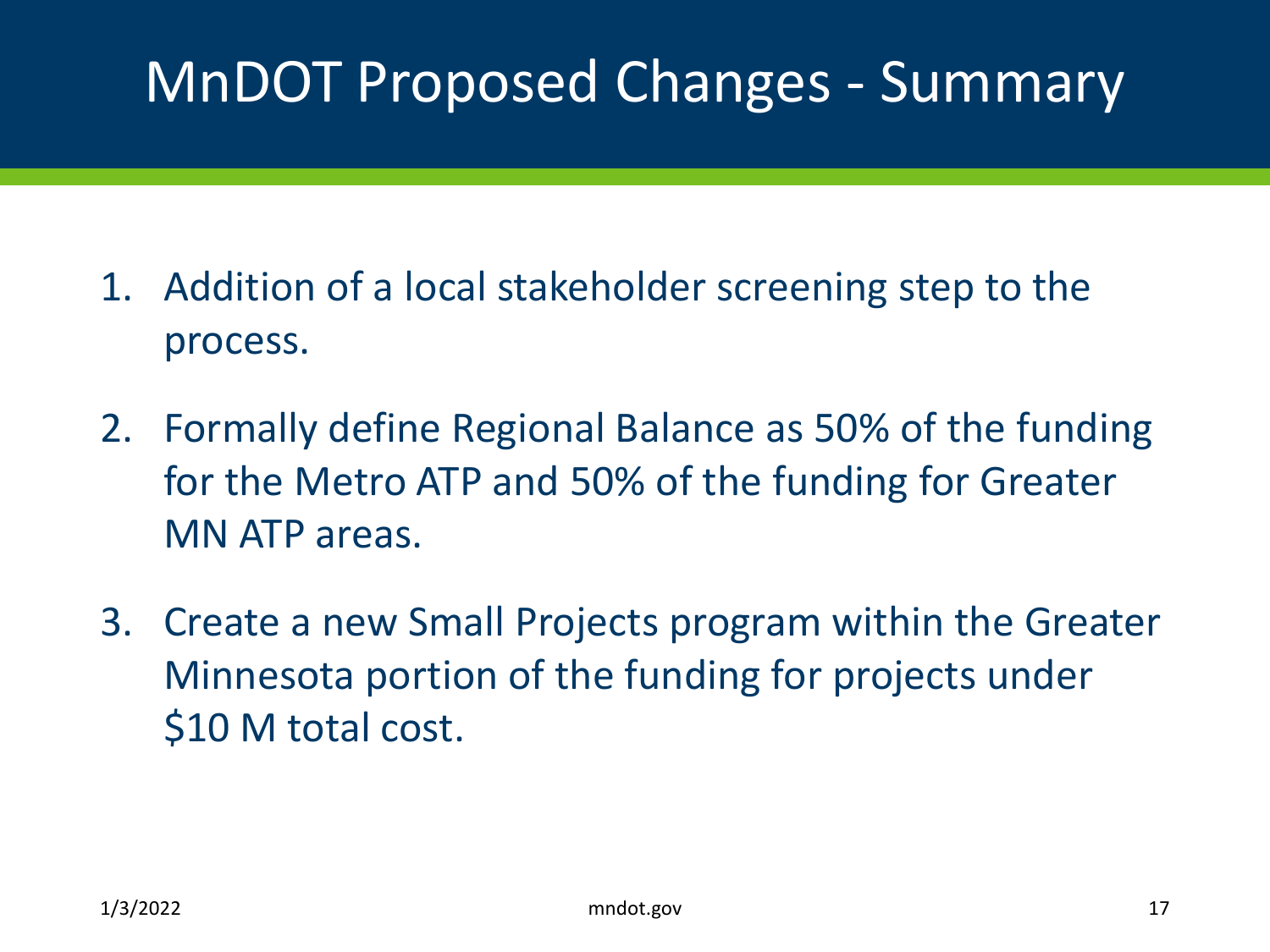# MnDOT Proposed Changes - Summary

1. Addition of a local stakeholder screening step to the process.
2. Formally define Regional Balance as 50% of the funding for the Metro ATP and 50% of the funding for Greater MN ATP areas.
3. Create a new Small Projects program within the Greater Minnesota portion of the funding for projects under $10 M total cost.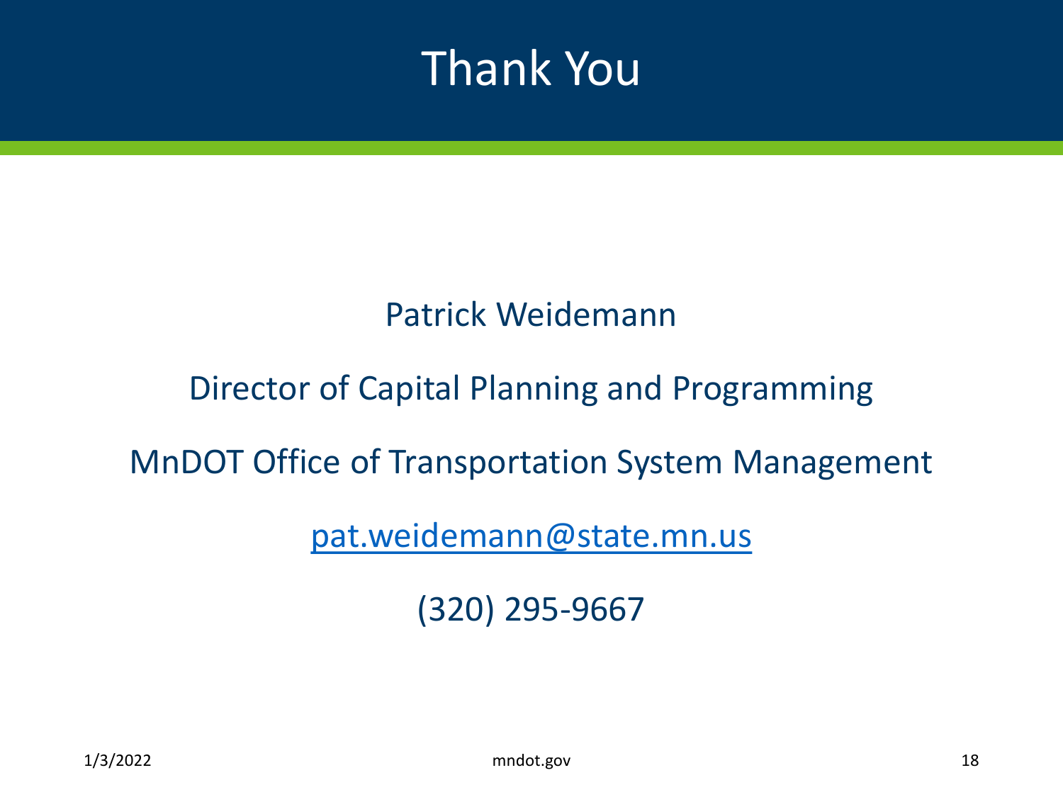# Thank You

Patrick Weidemann

Director of Capital Planning and Programming

MnDOT Office of Transportation System Management

pat.weidemann@state.mn.us

(320) 295-9667